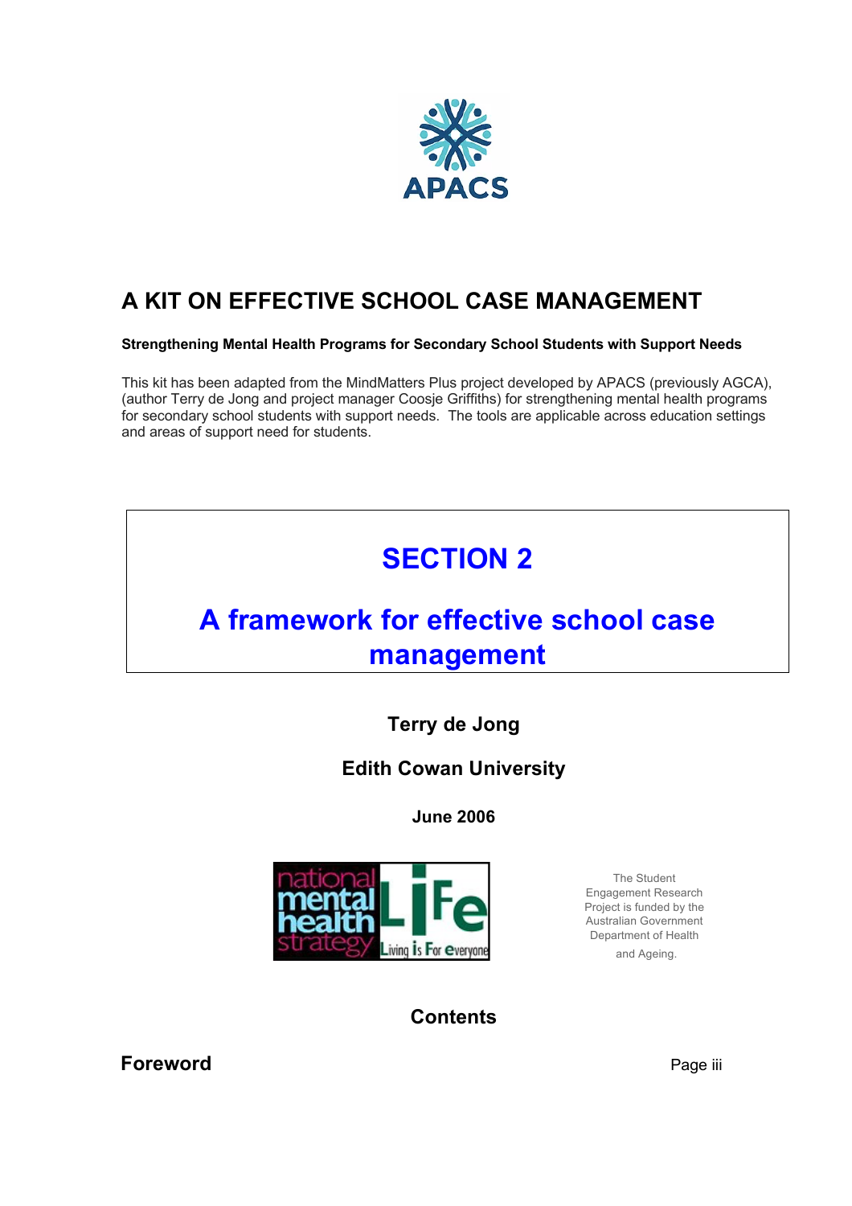APACS

# A KIT ON EFFECTIVE SCHOOL CASE MANAGEMENT

**Strengthening Mental Health Programs for Secondary School Students with Support Needs**

This kit has been adapted from the MindMatters Plus project developed by APACS (previously AGCA), (author Terry de Jong and project manager Coosje Griffiths) for strengthening mental health programs for secondary school students with support needs. The tools are applicable across education settings and areas of support need for students.

## SECTION 2

## A framework for effective school case management

**Terry de Jong**

**Edith Cowan University**

**June 2006**

national mental health strategy — LiFe: Living is For everyone

The Student Engagement Research Project is funded by the Australian Government Department of Health and Ageing.

**Contents**

**Foreword** Page iii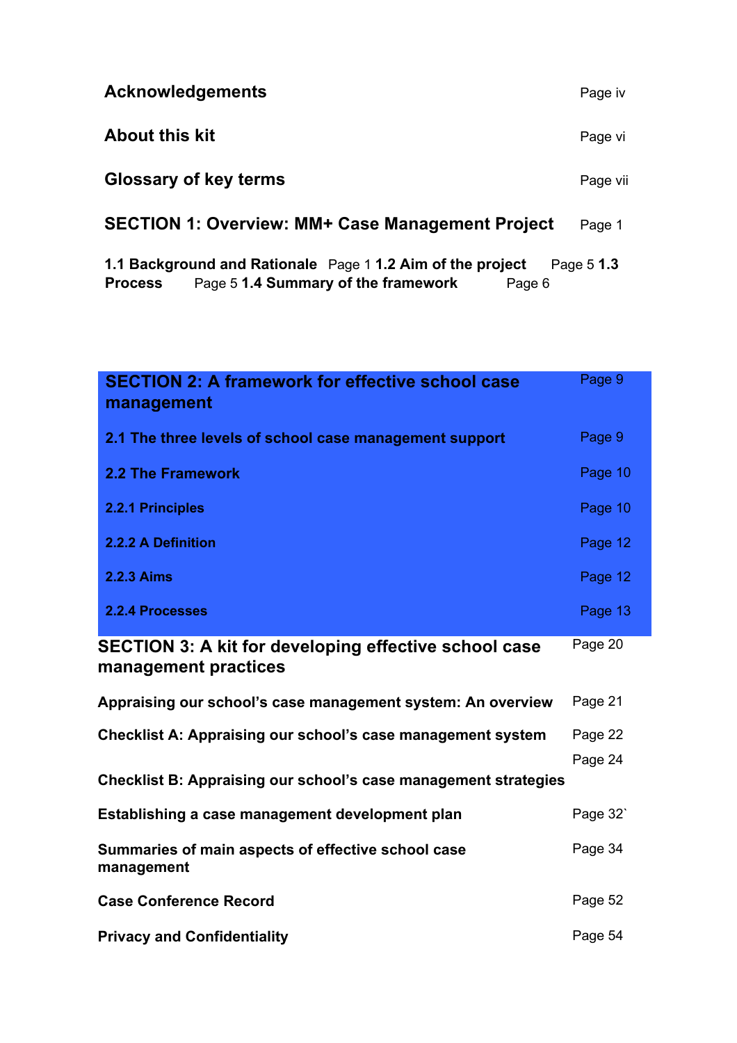| | |
|---|---|
| **Acknowledgements** | Page iv |
| **About this kit** | Page vi |
| **Glossary of key terms** | Page vii |
| **SECTION 1: Overview: MM+ Case Management Project** | Page 1 |
| **1.1 Background and Rationale** | Page 1 |
| **1.2 Aim of the project** | Page 5 |
| **1.3 Process** | Page 5 |
| **1.4 Summary of the framework** | Page 6 |
| **SECTION 2: A framework for effective school case management** | Page 9 |
| **2.1 The three levels of school case management support** | Page 9 |
| **2.2 The Framework** | Page 10 |
| **2.2.1 Principles** | Page 10 |
| **2.2.2 A Definition** | Page 12 |
| **2.2.3 Aims** | Page 12 |
| **2.2.4 Processes** | Page 13 |
| **SECTION 3: A kit for developing effective school case management practices** | Page 20 |
| **Appraising our school's case management system: An overview** | Page 21 |
| **Checklist A: Appraising our school's case management system** | Page 22 |
| **Checklist B: Appraising our school's case management strategies** | Page 24 |
| **Establishing a case management development plan** | Page 32` |
| **Summaries of main aspects of effective school case management** | Page 34 |
| **Case Conference Record** | Page 52 |
| **Privacy and Confidentiality** | Page 54 |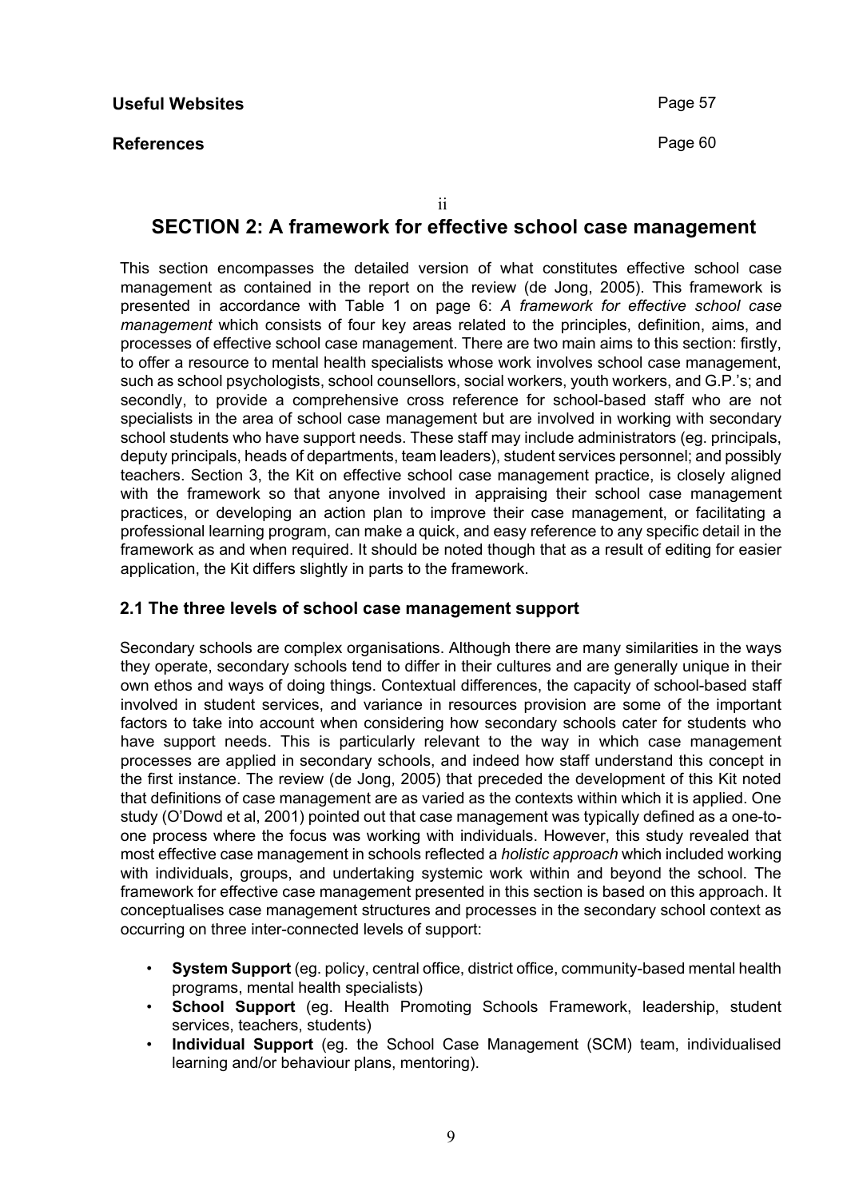**Useful Websites** Page 57

**References** Page 60

# SECTION 2: A framework for effective school case management

This section encompasses the detailed version of what constitutes effective school case management as contained in the report on the review (de Jong, 2005). This framework is presented in accordance with Table 1 on page 6: *A framework for effective school case management* which consists of four key areas related to the principles, definition, aims, and processes of effective school case management. There are two main aims to this section: firstly, to offer a resource to mental health specialists whose work involves school case management, such as school psychologists, school counsellors, social workers, youth workers, and G.P.'s; and secondly, to provide a comprehensive cross reference for school-based staff who are not specialists in the area of school case management but are involved in working with secondary school students who have support needs. These staff may include administrators (eg. principals, deputy principals, heads of departments, team leaders), student services personnel; and possibly teachers. Section 3, the Kit on effective school case management practice, is closely aligned with the framework so that anyone involved in appraising their school case management practices, or developing an action plan to improve their case management, or facilitating a professional learning program, can make a quick, and easy reference to any specific detail in the framework as and when required. It should be noted though that as a result of editing for easier application, the Kit differs slightly in parts to the framework.

## 2.1 The three levels of school case management support

Secondary schools are complex organisations. Although there are many similarities in the ways they operate, secondary schools tend to differ in their cultures and are generally unique in their own ethos and ways of doing things. Contextual differences, the capacity of school-based staff involved in student services, and variance in resources provision are some of the important factors to take into account when considering how secondary schools cater for students who have support needs. This is particularly relevant to the way in which case management processes are applied in secondary schools, and indeed how staff understand this concept in the first instance. The review (de Jong, 2005) that preceded the development of this Kit noted that definitions of case management are as varied as the contexts within which it is applied. One study (O'Dowd et al, 2001) pointed out that case management was typically defined as a one-to-one process where the focus was working with individuals. However, this study revealed that most effective case management in schools reflected a *holistic approach* which included working with individuals, groups, and undertaking systemic work within and beyond the school. The framework for effective case management presented in this section is based on this approach. It conceptualises case management structures and processes in the secondary school context as occurring on three inter-connected levels of support:

- **System Support** (eg. policy, central office, district office, community-based mental health programs, mental health specialists)
- **School Support** (eg. Health Promoting Schools Framework, leadership, student services, teachers, students)
- **Individual Support** (eg. the School Case Management (SCM) team, individualised learning and/or behaviour plans, mentoring).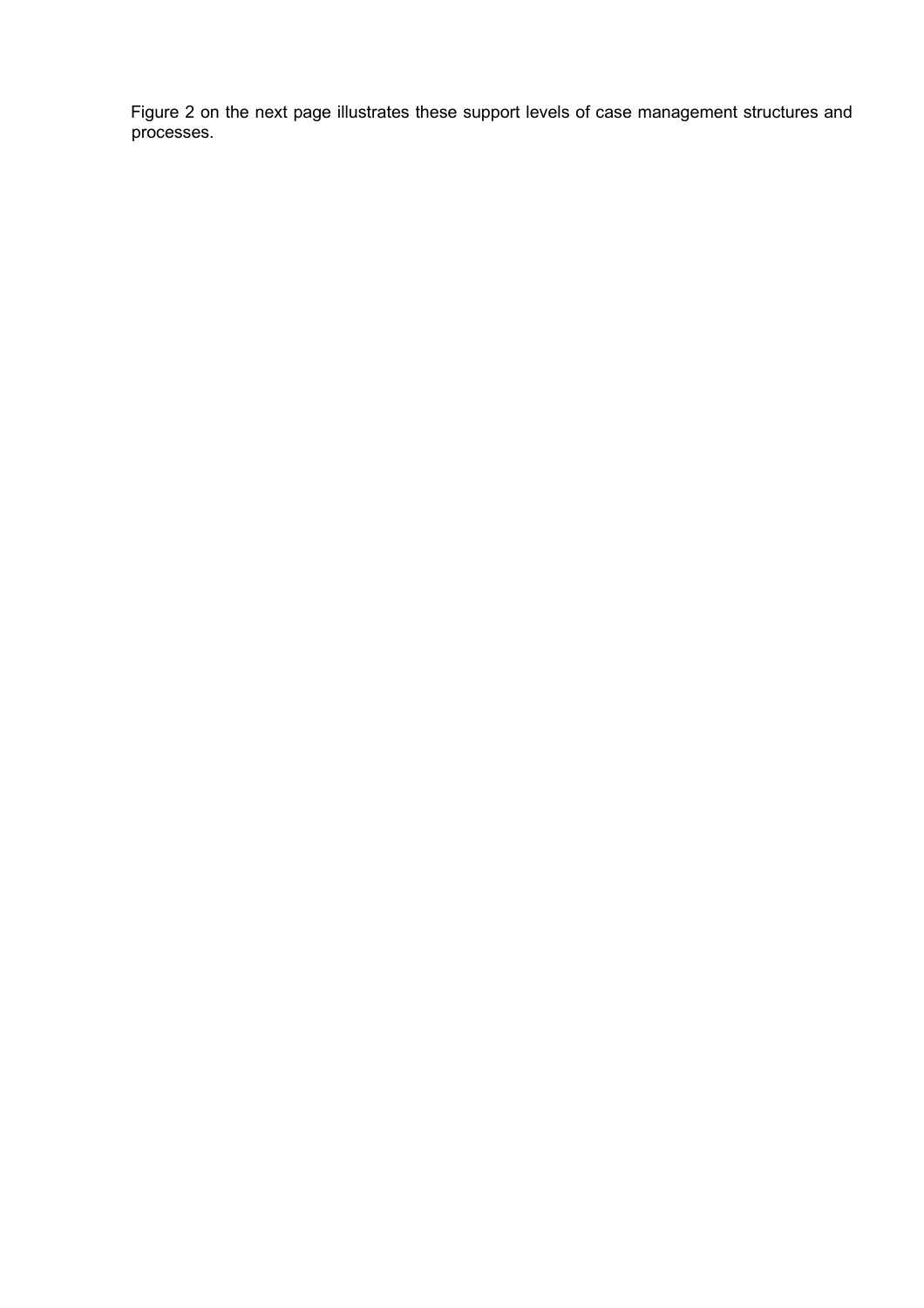Figure 2 on the next page illustrates these support levels of case management structures and processes.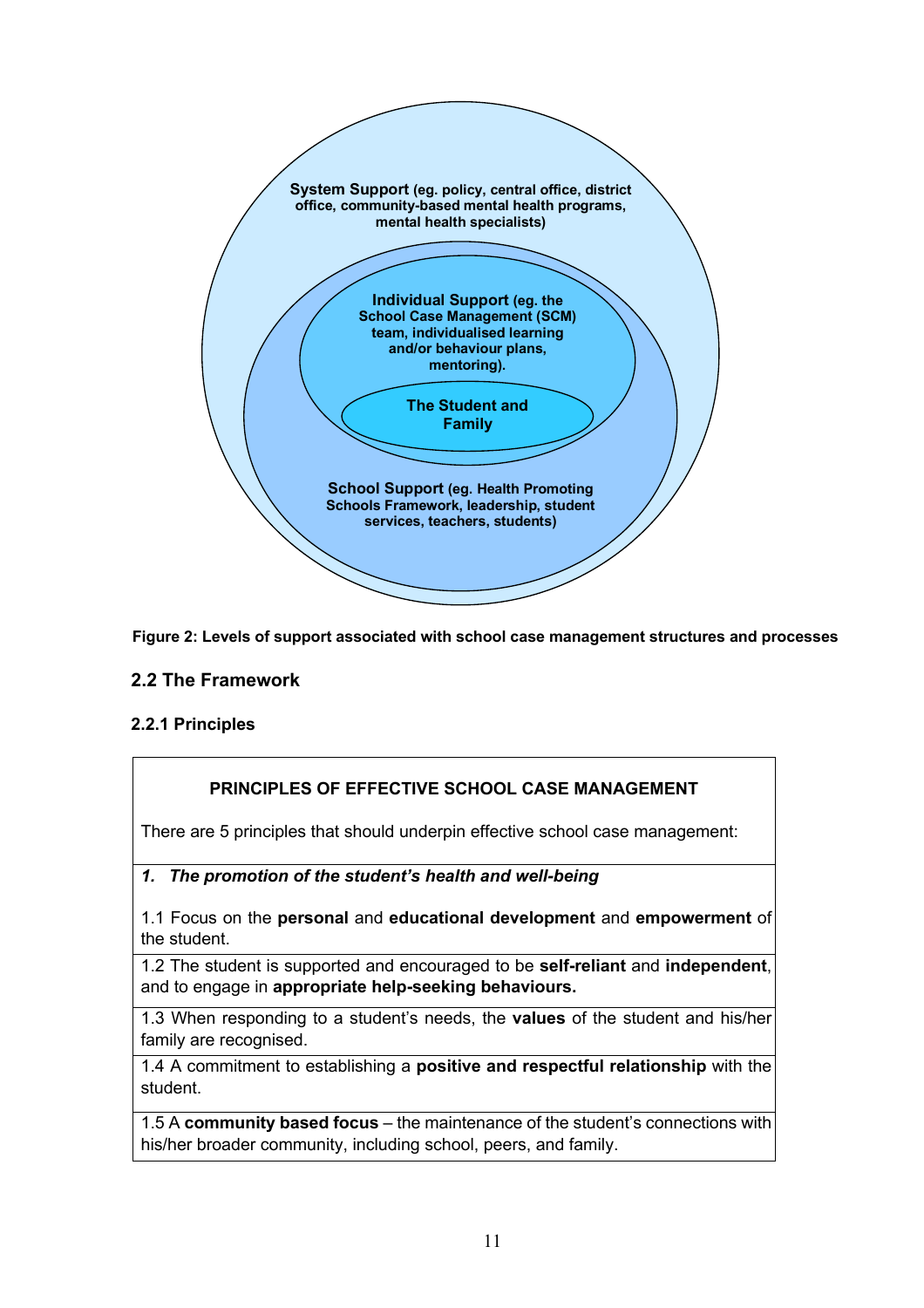System Support (eg. policy, central office, district office, community-based mental health programs, mental health specialists)

Individual Support (eg. the School Case Management (SCM) team, individualised learning and/or behaviour plans, mentoring).

The Student and Family

School Support (eg. Health Promoting Schools Framework, leadership, student services, teachers, students)

**Figure 2: Levels of support associated with school case management structures and processes**

## 2.2 The Framework

### 2.2.1 Principles

| **PRINCIPLES OF EFFECTIVE SCHOOL CASE MANAGEMENT**<br><br>There are 5 principles that should underpin effective school case management: |
|---|
| ***1. The promotion of the student's health and well-being***<br><br>1.1 Focus on the **personal** and **educational development** and **empowerment** of the student. |
| 1.2 The student is supported and encouraged to be **self-reliant** and **independent**, and to engage in **appropriate help-seeking behaviours.** |
| 1.3 When responding to a student's needs, the **values** of the student and his/her family are recognised. |
| 1.4 A commitment to establishing a **positive and respectful relationship** with the student. |
| 1.5 A **community based focus** – the maintenance of the student's connections with his/her broader community, including school, peers, and family. |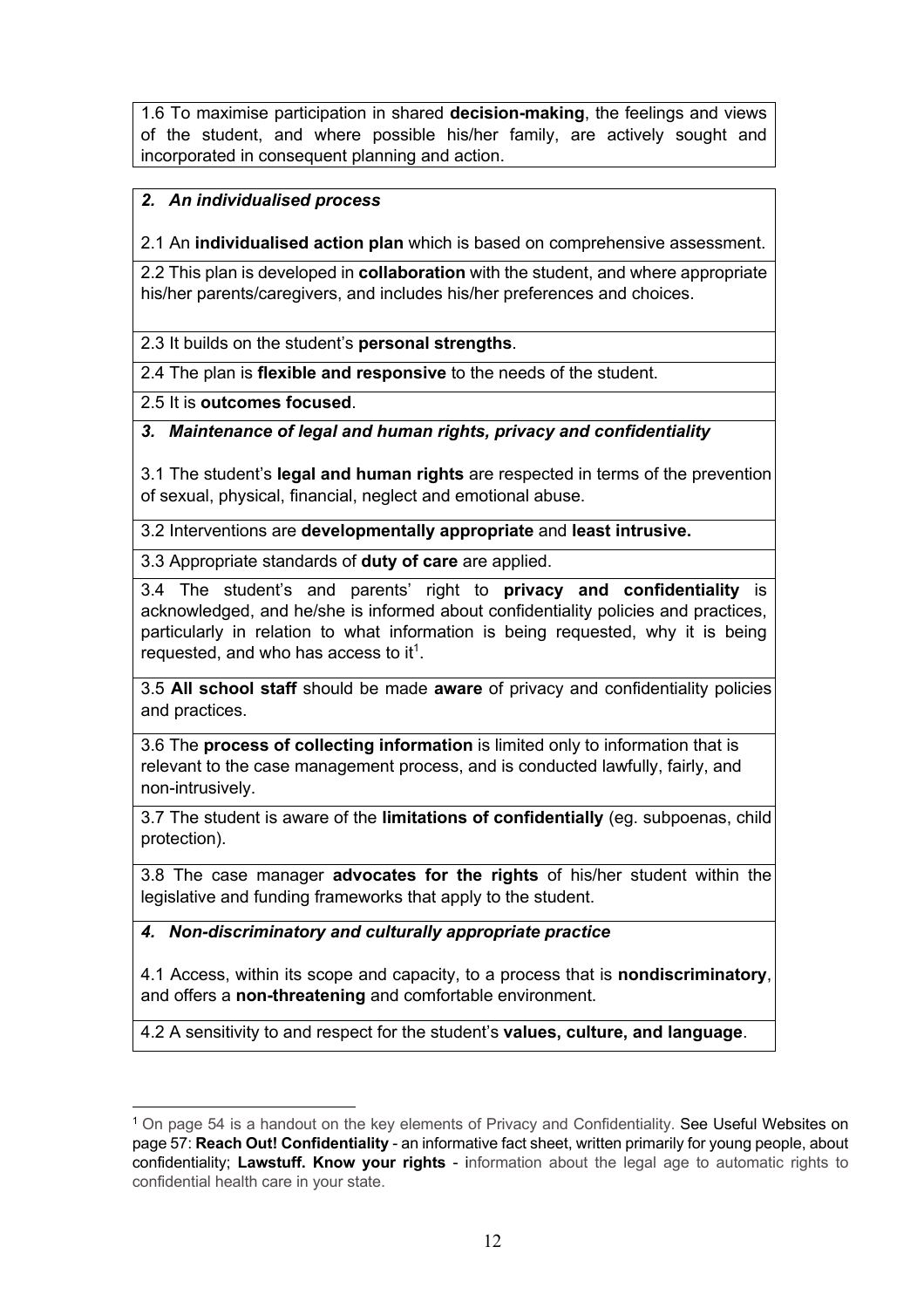1.6 To maximise participation in shared **decision-making**, the feelings and views of the student, and where possible his/her family, are actively sought and incorporated in consequent planning and action.

***2. An individualised process***

2.1 An **individualised action plan** which is based on comprehensive assessment.

2.2 This plan is developed in **collaboration** with the student, and where appropriate his/her parents/caregivers, and includes his/her preferences and choices.

2.3 It builds on the student's **personal strengths**.

2.4 The plan is **flexible and responsive** to the needs of the student.

2.5 It is **outcomes focused**.

***3. Maintenance of legal and human rights, privacy and confidentiality***

3.1 The student's **legal and human rights** are respected in terms of the prevention of sexual, physical, financial, neglect and emotional abuse.

3.2 Interventions are **developmentally appropriate** and **least intrusive.**

3.3 Appropriate standards of **duty of care** are applied.

3.4 The student's and parents' right to **privacy and confidentiality** is acknowledged, and he/she is informed about confidentiality policies and practices, particularly in relation to what information is being requested, why it is being requested, and who has access to it[1].

3.5 **All school staff** should be made **aware** of privacy and confidentiality policies and practices.

3.6 The **process of collecting information** is limited only to information that is relevant to the case management process, and is conducted lawfully, fairly, and non-intrusively.

3.7 The student is aware of the **limitations of confidentially** (eg. subpoenas, child protection).

3.8 The case manager **advocates for the rights** of his/her student within the legislative and funding frameworks that apply to the student.

***4. Non-discriminatory and culturally appropriate practice***

4.1 Access, within its scope and capacity, to a process that is **nondiscriminatory**, and offers a **non-threatening** and comfortable environment.

4.2 A sensitivity to and respect for the student's **values, culture, and language**.

---

[1] On page 54 is a handout on the key elements of Privacy and Confidentiality. See Useful Websites on page 57: **Reach Out! Confidentiality** - an informative fact sheet, written primarily for young people, about confidentiality; **Lawstuff. Know your rights** - information about the legal age to automatic rights to confidential health care in your state.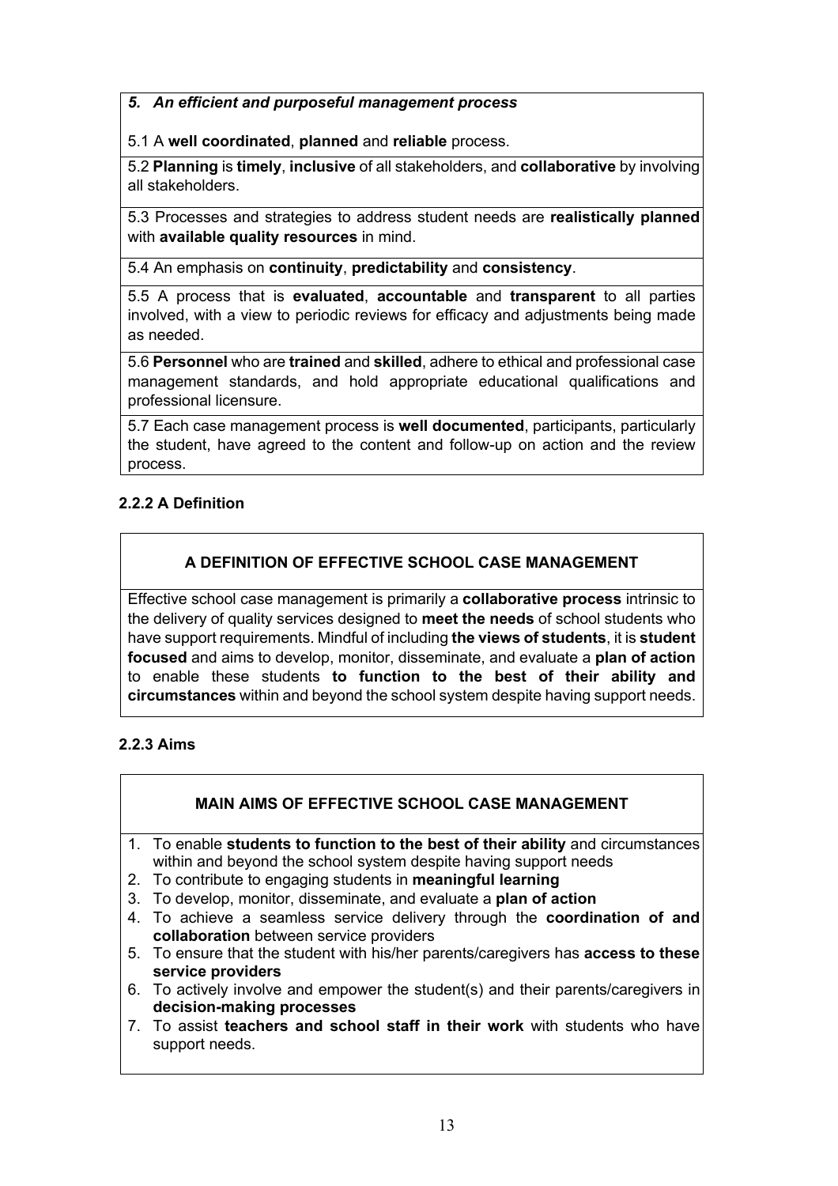| *5. An efficient and purposeful management process* |
|---|
| 5.1 A **well coordinated**, **planned** and **reliable** process. |
| 5.2 **Planning** is **timely**, **inclusive** of all stakeholders, and **collaborative** by involving all stakeholders. |
| 5.3 Processes and strategies to address student needs are **realistically planned** with **available quality resources** in mind. |
| 5.4 An emphasis on **continuity**, **predictability** and **consistency**. |
| 5.5 A process that is **evaluated**, **accountable** and **transparent** to all parties involved, with a view to periodic reviews for efficacy and adjustments being made as needed. |
| 5.6 **Personnel** who are **trained** and **skilled**, adhere to ethical and professional case management standards, and hold appropriate educational qualifications and professional licensure. |
| 5.7 Each case management process is **well documented**, participants, particularly the student, have agreed to the content and follow-up on action and the review process. |

### 2.2.2 A Definition

| A DEFINITION OF EFFECTIVE SCHOOL CASE MANAGEMENT |
|---|
| Effective school case management is primarily a **collaborative process** intrinsic to the delivery of quality services designed to **meet the needs** of school students who have support requirements. Mindful of including **the views of students**, it is **student focused** and aims to develop, monitor, disseminate, and evaluate a **plan of action** to enable these students **to function to the best of their ability and circumstances** within and beyond the school system despite having support needs. |

### 2.2.3 Aims

**MAIN AIMS OF EFFECTIVE SCHOOL CASE MANAGEMENT**

1. To enable **students to function to the best of their ability** and circumstances within and beyond the school system despite having support needs
2. To contribute to engaging students in **meaningful learning**
3. To develop, monitor, disseminate, and evaluate a **plan of action**
4. To achieve a seamless service delivery through the **coordination of and collaboration** between service providers
5. To ensure that the student with his/her parents/caregivers has **access to these service providers**
6. To actively involve and empower the student(s) and their parents/caregivers in **decision-making processes**
7. To assist **teachers and school staff in their work** with students who have support needs.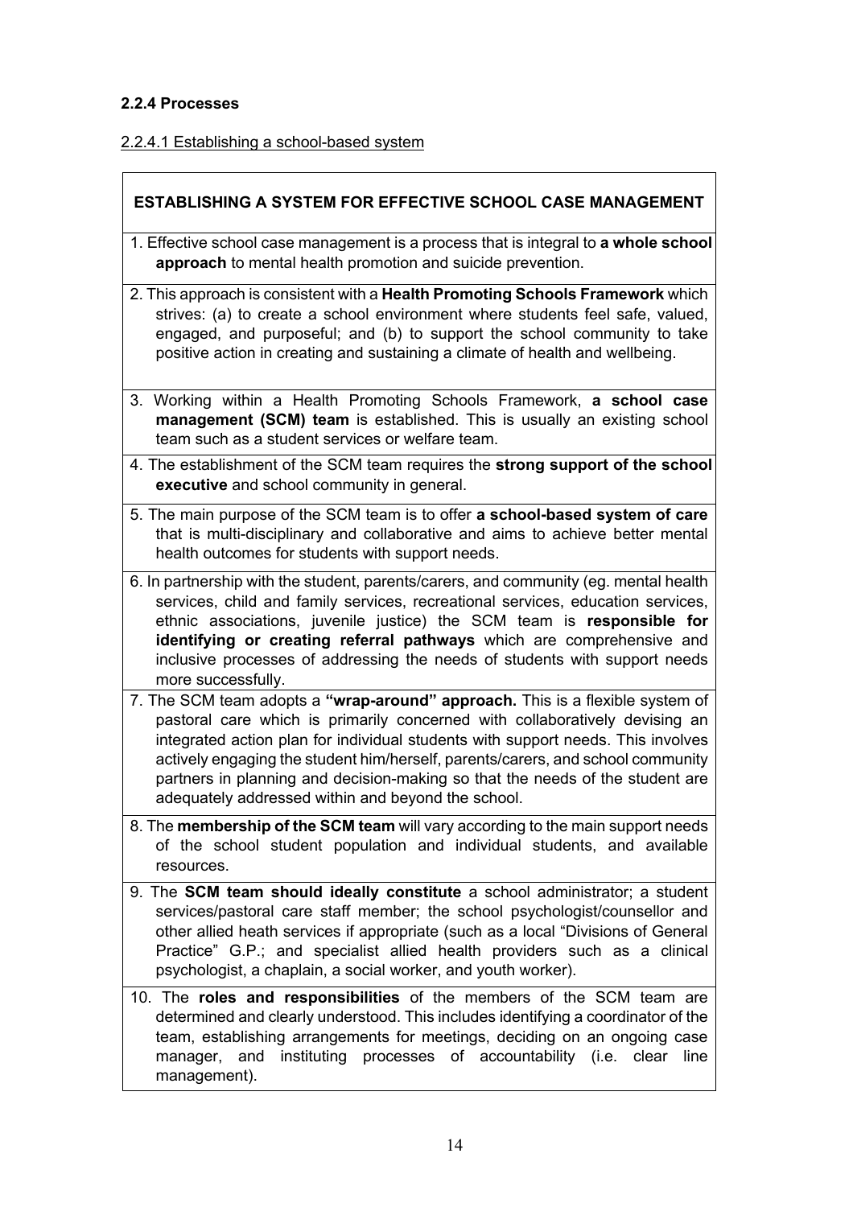### 2.2.4 Processes

2.2.4.1 Establishing a school-based system

| ESTABLISHING A SYSTEM FOR EFFECTIVE SCHOOL CASE MANAGEMENT |
| --- |
| 1. Effective school case management is a process that is integral to **a whole school approach** to mental health promotion and suicide prevention. |
| 2. This approach is consistent with a **Health Promoting Schools Framework** which strives: (a) to create a school environment where students feel safe, valued, engaged, and purposeful; and (b) to support the school community to take positive action in creating and sustaining a climate of health and wellbeing. |
| 3. Working within a Health Promoting Schools Framework, **a school case management (SCM) team** is established. This is usually an existing school team such as a student services or welfare team. |
| 4. The establishment of the SCM team requires the **strong support of the school executive** and school community in general. |
| 5. The main purpose of the SCM team is to offer **a school-based system of care** that is multi-disciplinary and collaborative and aims to achieve better mental health outcomes for students with support needs. |
| 6. In partnership with the student, parents/carers, and community (eg. mental health services, child and family services, recreational services, education services, ethnic associations, juvenile justice) the SCM team is **responsible for identifying or creating referral pathways** which are comprehensive and inclusive processes of addressing the needs of students with support needs more successfully. |
| 7. The SCM team adopts a **"wrap-around" approach.** This is a flexible system of pastoral care which is primarily concerned with collaboratively devising an integrated action plan for individual students with support needs. This involves actively engaging the student him/herself, parents/carers, and school community partners in planning and decision-making so that the needs of the student are adequately addressed within and beyond the school. |
| 8. The **membership of the SCM team** will vary according to the main support needs of the school student population and individual students, and available resources. |
| 9. The **SCM team should ideally constitute** a school administrator; a student services/pastoral care staff member; the school psychologist/counsellor and other allied heath services if appropriate (such as a local "Divisions of General Practice" G.P.; and specialist allied health providers such as a clinical psychologist, a chaplain, a social worker, and youth worker). |
| 10. The **roles and responsibilities** of the members of the SCM team are determined and clearly understood. This includes identifying a coordinator of the team, establishing arrangements for meetings, deciding on an ongoing case manager, and instituting processes of accountability (i.e. clear line management). |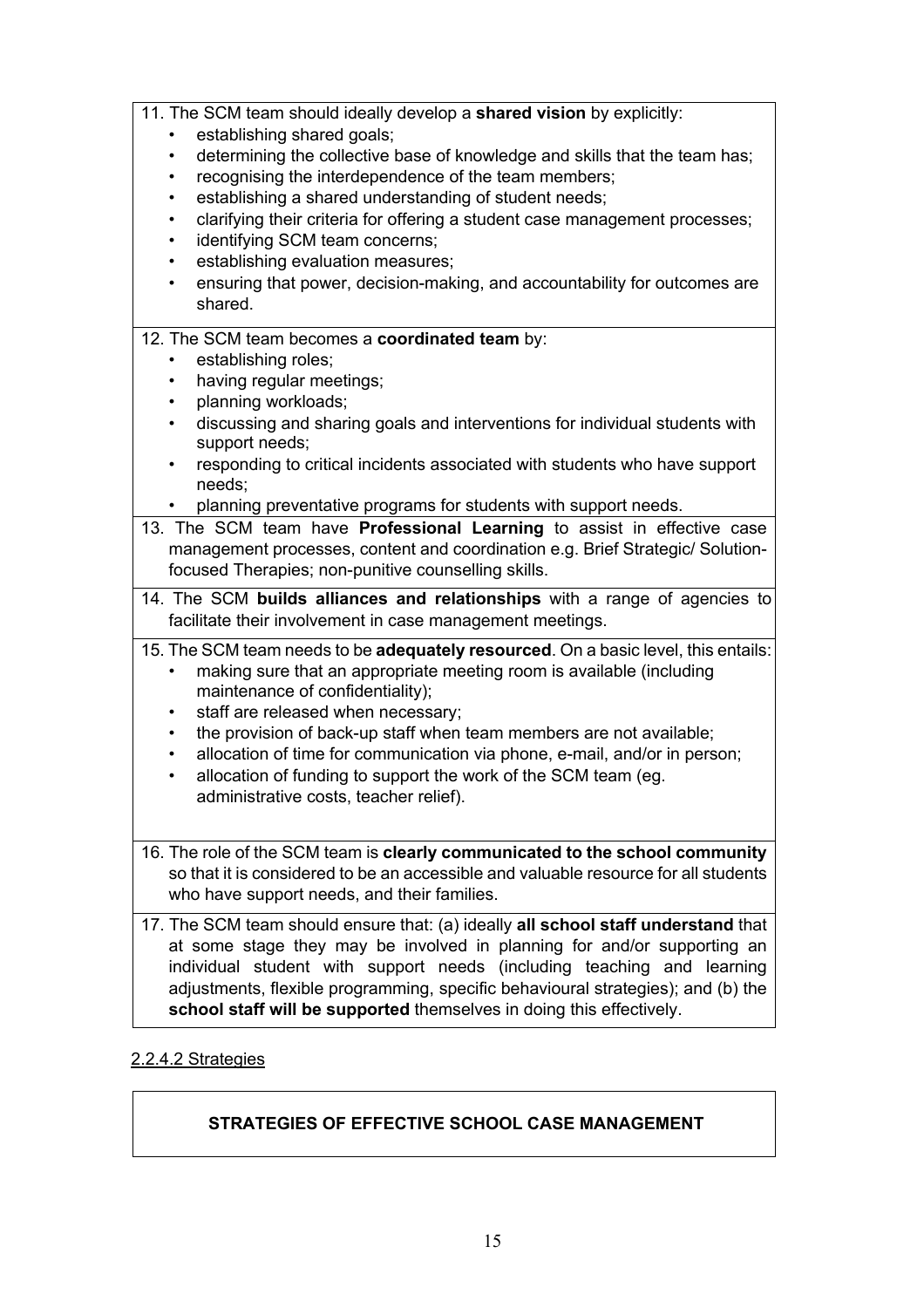11. The SCM team should ideally develop a **shared vision** by explicitly:
    - establishing shared goals;
    - determining the collective base of knowledge and skills that the team has;
    - recognising the interdependence of the team members;
    - establishing a shared understanding of student needs;
    - clarifying their criteria for offering a student case management processes;
    - identifying SCM team concerns;
    - establishing evaluation measures;
    - ensuring that power, decision-making, and accountability for outcomes are shared.

12. The SCM team becomes a **coordinated team** by:
    - establishing roles;
    - having regular meetings;
    - planning workloads;
    - discussing and sharing goals and interventions for individual students with support needs;
    - responding to critical incidents associated with students who have support needs;
    - planning preventative programs for students with support needs.

13. The SCM team have **Professional Learning** to assist in effective case management processes, content and coordination e.g. Brief Strategic/ Solution-focused Therapies; non-punitive counselling skills.

14. The SCM **builds alliances and relationships** with a range of agencies to facilitate their involvement in case management meetings.

15. The SCM team needs to be **adequately resourced**. On a basic level, this entails:
    - making sure that an appropriate meeting room is available (including maintenance of confidentiality);
    - staff are released when necessary;
    - the provision of back-up staff when team members are not available;
    - allocation of time for communication via phone, e-mail, and/or in person;
    - allocation of funding to support the work of the SCM team (eg. administrative costs, teacher relief).

16. The role of the SCM team is **clearly communicated to the school community** so that it is considered to be an accessible and valuable resource for all students who have support needs, and their families.

17. The SCM team should ensure that: (a) ideally **all school staff understand** that at some stage they may be involved in planning for and/or supporting an individual student with support needs (including teaching and learning adjustments, flexible programming, specific behavioural strategies); and (b) the **school staff will be supported** themselves in doing this effectively.

#### 2.2.4.2 Strategies

**STRATEGIES OF EFFECTIVE SCHOOL CASE MANAGEMENT**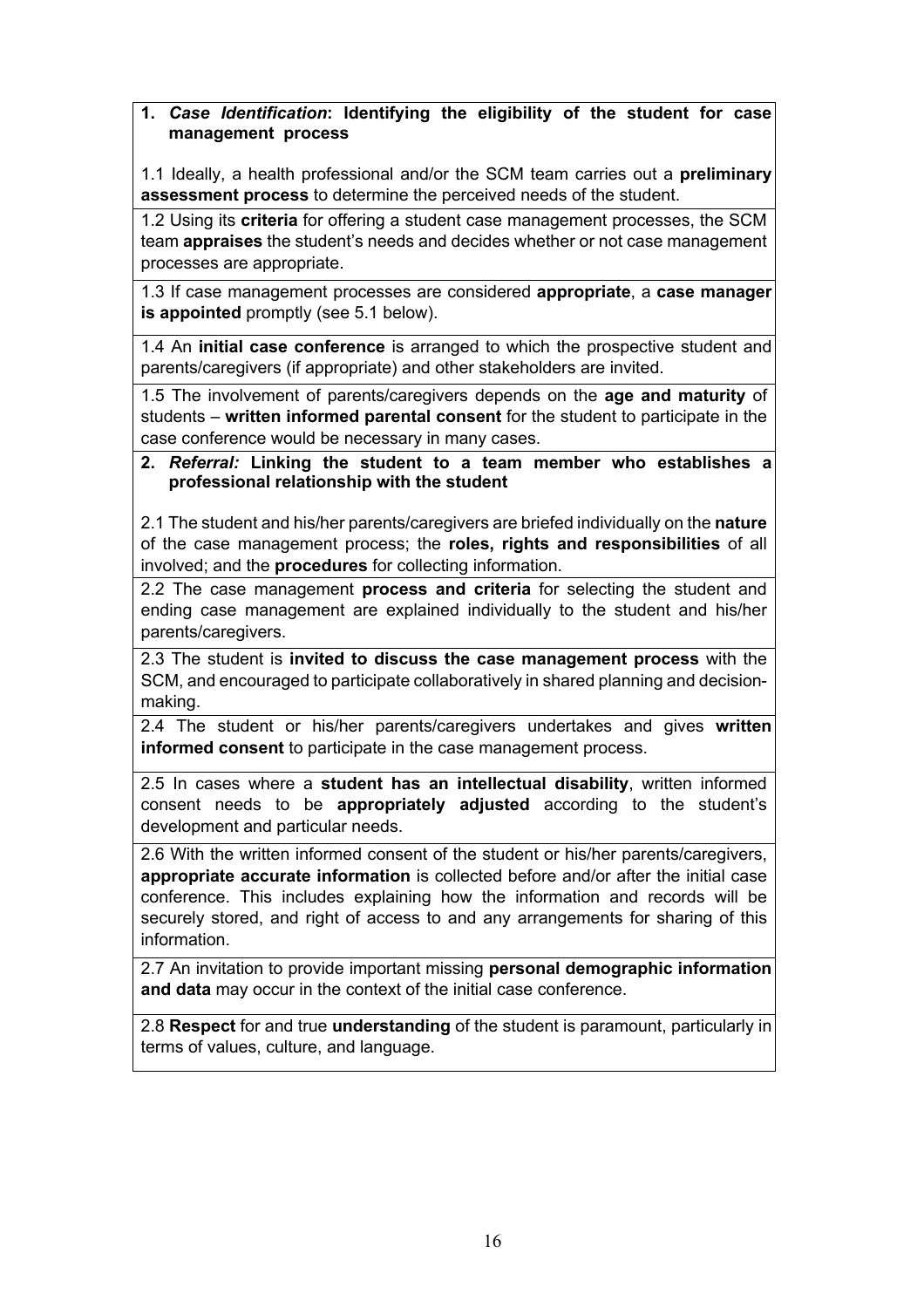| |
|---|
| **1.** ***Case Identification*****: Identifying the eligibility of the student for case management process**<br><br>1.1 Ideally, a health professional and/or the SCM team carries out a **preliminary assessment process** to determine the perceived needs of the student. |
| 1.2 Using its **criteria** for offering a student case management processes, the SCM team **appraises** the student's needs and decides whether or not case management processes are appropriate. |
| 1.3 If case management processes are considered **appropriate**, a **case manager is appointed** promptly (see 5.1 below). |
| 1.4 An **initial case conference** is arranged to which the prospective student and parents/caregivers (if appropriate) and other stakeholders are invited. |
| 1.5 The involvement of parents/caregivers depends on the **age and maturity** of students – **written informed parental consent** for the student to participate in the case conference would be necessary in many cases. |
| **2.** ***Referral:*** **Linking the student to a team member who establishes a professional relationship with the student**<br><br>2.1 The student and his/her parents/caregivers are briefed individually on the **nature** of the case management process; the **roles, rights and responsibilities** of all involved; and the **procedures** for collecting information. |
| 2.2 The case management **process and criteria** for selecting the student and ending case management are explained individually to the student and his/her parents/caregivers. |
| 2.3 The student is **invited to discuss the case management process** with the SCM, and encouraged to participate collaboratively in shared planning and decision-making. |
| 2.4 The student or his/her parents/caregivers undertakes and gives **written informed consent** to participate in the case management process. |
| 2.5 In cases where a **student has an intellectual disability**, written informed consent needs to be **appropriately adjusted** according to the student's development and particular needs. |
| 2.6 With the written informed consent of the student or his/her parents/caregivers, **appropriate accurate information** is collected before and/or after the initial case conference. This includes explaining how the information and records will be securely stored, and right of access to and any arrangements for sharing of this information. |
| 2.7 An invitation to provide important missing **personal demographic information and data** may occur in the context of the initial case conference. |
| 2.8 **Respect** for and true **understanding** of the student is paramount, particularly in terms of values, culture, and language. |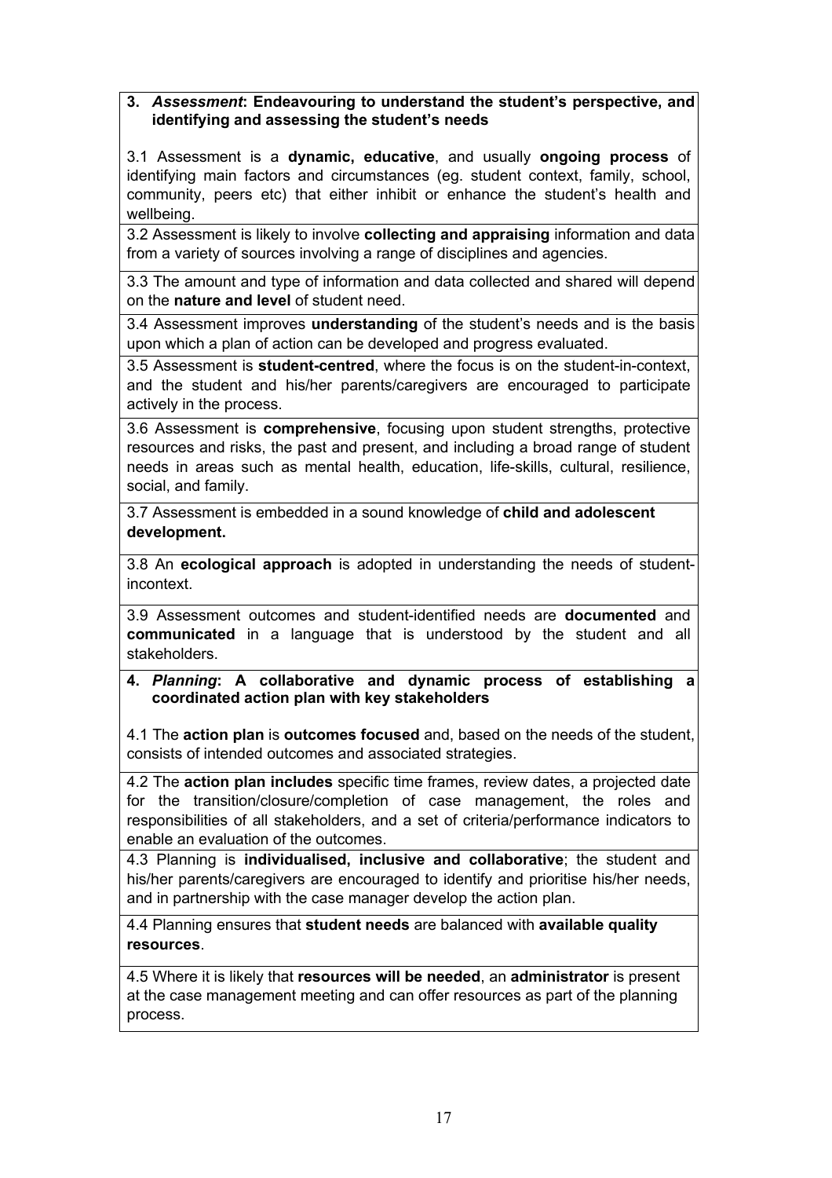**3. *Assessment*: Endeavouring to understand the student's perspective, and identifying and assessing the student's needs**

3.1 Assessment is a **dynamic, educative**, and usually **ongoing process** of identifying main factors and circumstances (eg. student context, family, school, community, peers etc) that either inhibit or enhance the student's health and wellbeing.

3.2 Assessment is likely to involve **collecting and appraising** information and data from a variety of sources involving a range of disciplines and agencies.

3.3 The amount and type of information and data collected and shared will depend on the **nature and level** of student need.

3.4 Assessment improves **understanding** of the student's needs and is the basis upon which a plan of action can be developed and progress evaluated.

3.5 Assessment is **student-centred**, where the focus is on the student-in-context, and the student and his/her parents/caregivers are encouraged to participate actively in the process.

3.6 Assessment is **comprehensive**, focusing upon student strengths, protective resources and risks, the past and present, and including a broad range of student needs in areas such as mental health, education, life-skills, cultural, resilience, social, and family.

3.7 Assessment is embedded in a sound knowledge of **child and adolescent development.**

3.8 An **ecological approach** is adopted in understanding the needs of student-incontext.

3.9 Assessment outcomes and student-identified needs are **documented** and **communicated** in a language that is understood by the student and all stakeholders.

**4. *Planning*: A collaborative and dynamic process of establishing a coordinated action plan with key stakeholders**

4.1 The **action plan** is **outcomes focused** and, based on the needs of the student, consists of intended outcomes and associated strategies.

4.2 The **action plan includes** specific time frames, review dates, a projected date for the transition/closure/completion of case management, the roles and responsibilities of all stakeholders, and a set of criteria/performance indicators to enable an evaluation of the outcomes.

4.3 Planning is **individualised, inclusive and collaborative**; the student and his/her parents/caregivers are encouraged to identify and prioritise his/her needs, and in partnership with the case manager develop the action plan.

4.4 Planning ensures that **student needs** are balanced with **available quality resources**.

4.5 Where it is likely that **resources will be needed**, an **administrator** is present at the case management meeting and can offer resources as part of the planning process.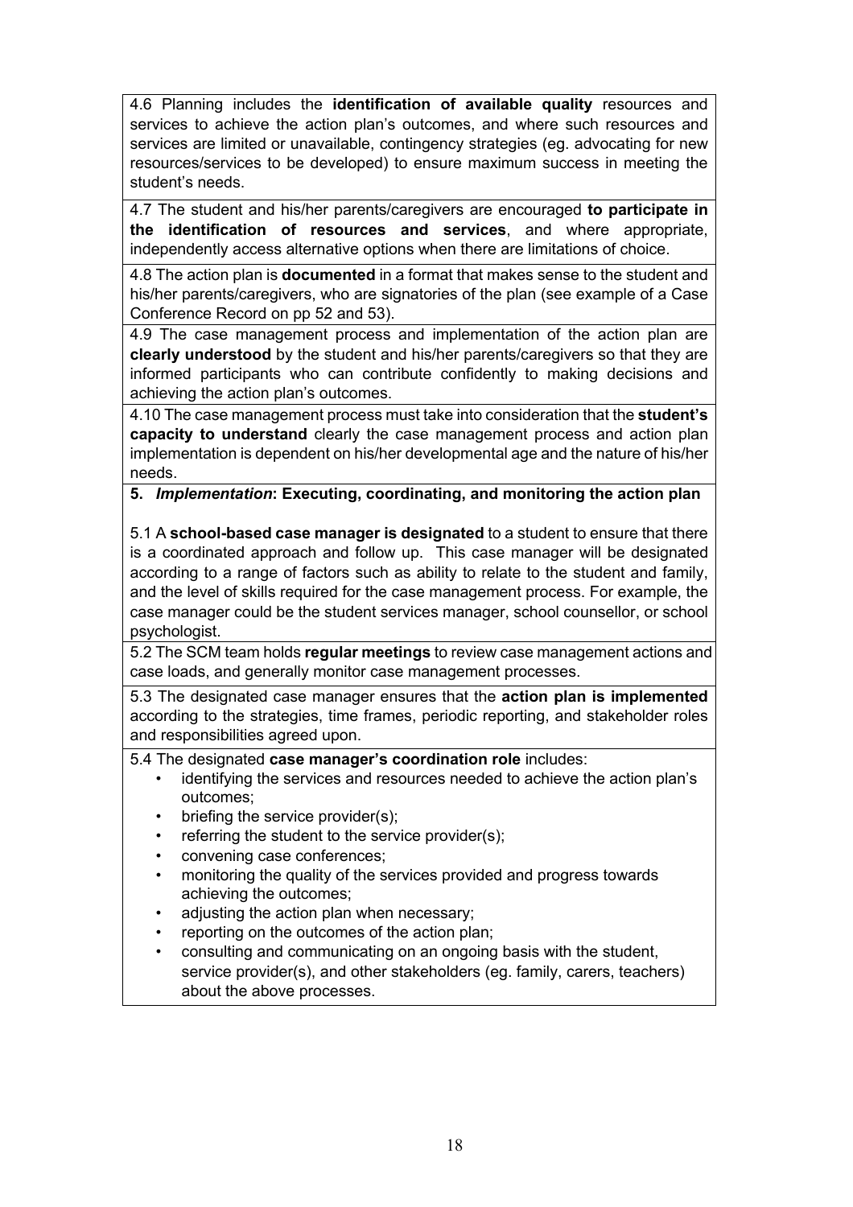4.6 Planning includes the **identification of available quality** resources and services to achieve the action plan's outcomes, and where such resources and services are limited or unavailable, contingency strategies (eg. advocating for new resources/services to be developed) to ensure maximum success in meeting the student's needs.

4.7 The student and his/her parents/caregivers are encouraged **to participate in the identification of resources and services**, and where appropriate, independently access alternative options when there are limitations of choice.

4.8 The action plan is **documented** in a format that makes sense to the student and his/her parents/caregivers, who are signatories of the plan (see example of a Case Conference Record on pp 52 and 53).

4.9 The case management process and implementation of the action plan are **clearly understood** by the student and his/her parents/caregivers so that they are informed participants who can contribute confidently to making decisions and achieving the action plan's outcomes.

4.10 The case management process must take into consideration that the **student's capacity to understand** clearly the case management process and action plan implementation is dependent on his/her developmental age and the nature of his/her needs.

**5. *Implementation*: Executing, coordinating, and monitoring the action plan**

5.1 A **school-based case manager is designated** to a student to ensure that there is a coordinated approach and follow up. This case manager will be designated according to a range of factors such as ability to relate to the student and family, and the level of skills required for the case management process. For example, the case manager could be the student services manager, school counsellor, or school psychologist.

5.2 The SCM team holds **regular meetings** to review case management actions and case loads, and generally monitor case management processes.

5.3 The designated case manager ensures that the **action plan is implemented** according to the strategies, time frames, periodic reporting, and stakeholder roles and responsibilities agreed upon.

5.4 The designated **case manager's coordination role** includes:

- identifying the services and resources needed to achieve the action plan's outcomes;
- briefing the service provider(s);
- referring the student to the service provider(s);
- convening case conferences;
- monitoring the quality of the services provided and progress towards achieving the outcomes;
- adjusting the action plan when necessary;
- reporting on the outcomes of the action plan;
- consulting and communicating on an ongoing basis with the student, service provider(s), and other stakeholders (eg. family, carers, teachers) about the above processes.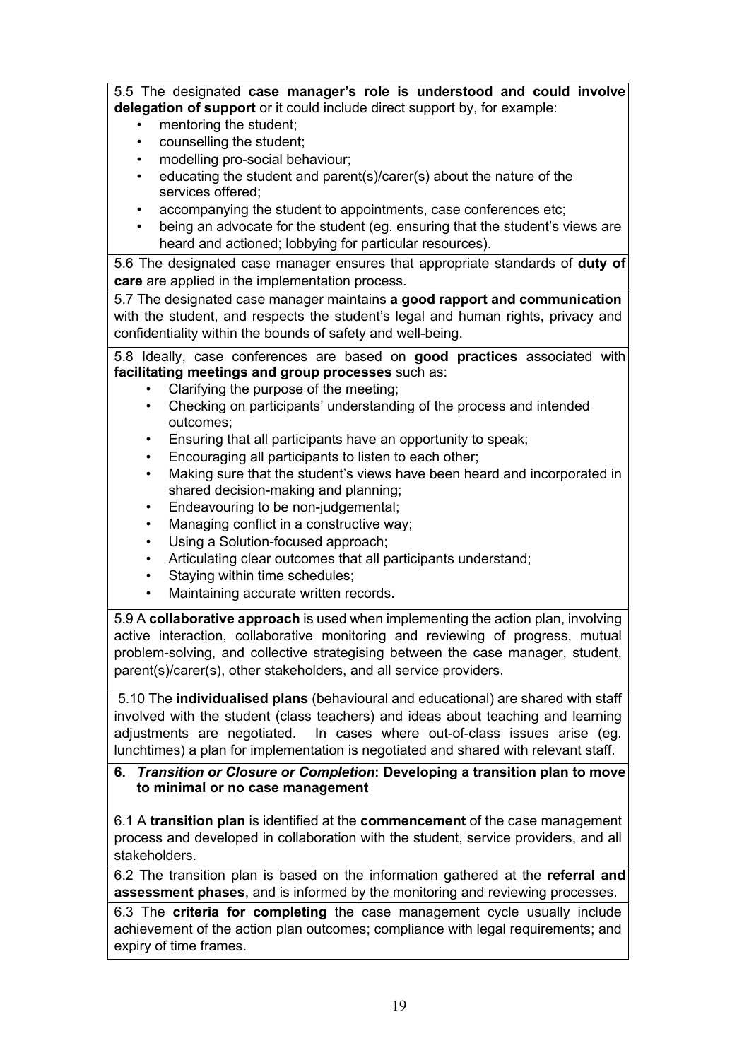5.5 The designated **case manager's role is understood and could involve delegation of support** or it could include direct support by, for example:

- mentoring the student;
- counselling the student;
- modelling pro-social behaviour;
- educating the student and parent(s)/carer(s) about the nature of the services offered;
- accompanying the student to appointments, case conferences etc;
- being an advocate for the student (eg. ensuring that the student's views are heard and actioned; lobbying for particular resources).

5.6 The designated case manager ensures that appropriate standards of **duty of care** are applied in the implementation process.

5.7 The designated case manager maintains **a good rapport and communication** with the student, and respects the student's legal and human rights, privacy and confidentiality within the bounds of safety and well-being.

5.8 Ideally, case conferences are based on **good practices** associated with **facilitating meetings and group processes** such as:

- Clarifying the purpose of the meeting;
- Checking on participants' understanding of the process and intended outcomes;
- Ensuring that all participants have an opportunity to speak;
- Encouraging all participants to listen to each other;
- Making sure that the student's views have been heard and incorporated in shared decision-making and planning;
- Endeavouring to be non-judgemental;
- Managing conflict in a constructive way;
- Using a Solution-focused approach;
- Articulating clear outcomes that all participants understand;
- Staying within time schedules;
- Maintaining accurate written records.

5.9 A **collaborative approach** is used when implementing the action plan, involving active interaction, collaborative monitoring and reviewing of progress, mutual problem-solving, and collective strategising between the case manager, student, parent(s)/carer(s), other stakeholders, and all service providers.

5.10 The **individualised plans** (behavioural and educational) are shared with staff involved with the student (class teachers) and ideas about teaching and learning adjustments are negotiated. In cases where out-of-class issues arise (eg. lunchtimes) a plan for implementation is negotiated and shared with relevant staff.

**6. *Transition or Closure or Completion*: Developing a transition plan to move to minimal or no case management**

6.1 A **transition plan** is identified at the **commencement** of the case management process and developed in collaboration with the student, service providers, and all stakeholders.

6.2 The transition plan is based on the information gathered at the **referral and assessment phases**, and is informed by the monitoring and reviewing processes.

6.3 The **criteria for completing** the case management cycle usually include achievement of the action plan outcomes; compliance with legal requirements; and expiry of time frames.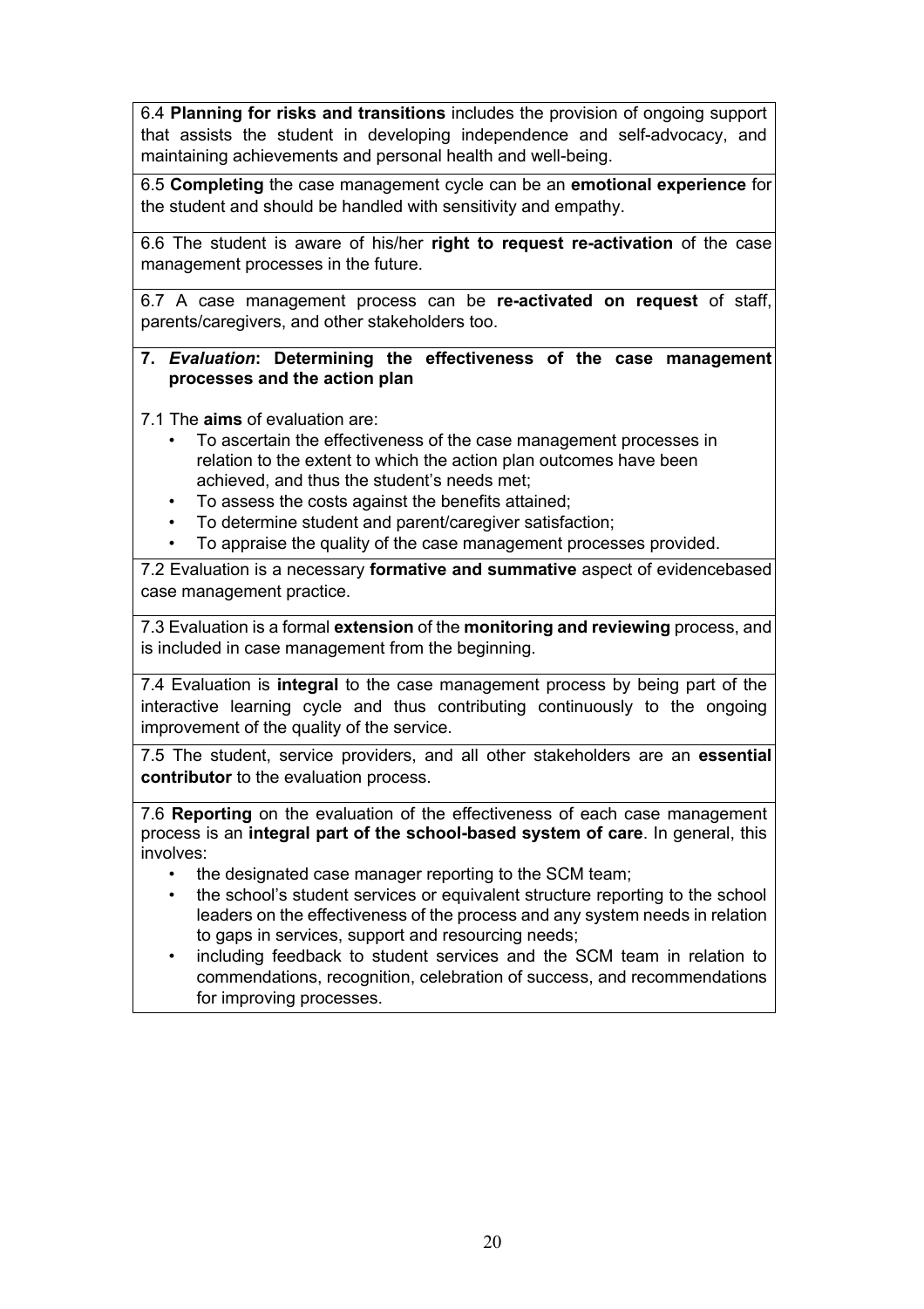6.4 **Planning for risks and transitions** includes the provision of ongoing support that assists the student in developing independence and self-advocacy, and maintaining achievements and personal health and well-being.

6.5 **Completing** the case management cycle can be an **emotional experience** for the student and should be handled with sensitivity and empathy.

6.6 The student is aware of his/her **right to request re-activation** of the case management processes in the future.

6.7 A case management process can be **re-activated on request** of staff, parents/caregivers, and other stakeholders too.

**7. *Evaluation*: Determining the effectiveness of the case management processes and the action plan**

7.1 The **aims** of evaluation are:

- To ascertain the effectiveness of the case management processes in relation to the extent to which the action plan outcomes have been achieved, and thus the student's needs met;
- To assess the costs against the benefits attained;
- To determine student and parent/caregiver satisfaction;
- To appraise the quality of the case management processes provided.

7.2 Evaluation is a necessary **formative and summative** aspect of evidencebased case management practice.

7.3 Evaluation is a formal **extension** of the **monitoring and reviewing** process, and is included in case management from the beginning.

7.4 Evaluation is **integral** to the case management process by being part of the interactive learning cycle and thus contributing continuously to the ongoing improvement of the quality of the service.

7.5 The student, service providers, and all other stakeholders are an **essential contributor** to the evaluation process.

7.6 **Reporting** on the evaluation of the effectiveness of each case management process is an **integral part of the school-based system of care**. In general, this involves:

- the designated case manager reporting to the SCM team;
- the school's student services or equivalent structure reporting to the school leaders on the effectiveness of the process and any system needs in relation to gaps in services, support and resourcing needs;
- including feedback to student services and the SCM team in relation to commendations, recognition, celebration of success, and recommendations for improving processes.